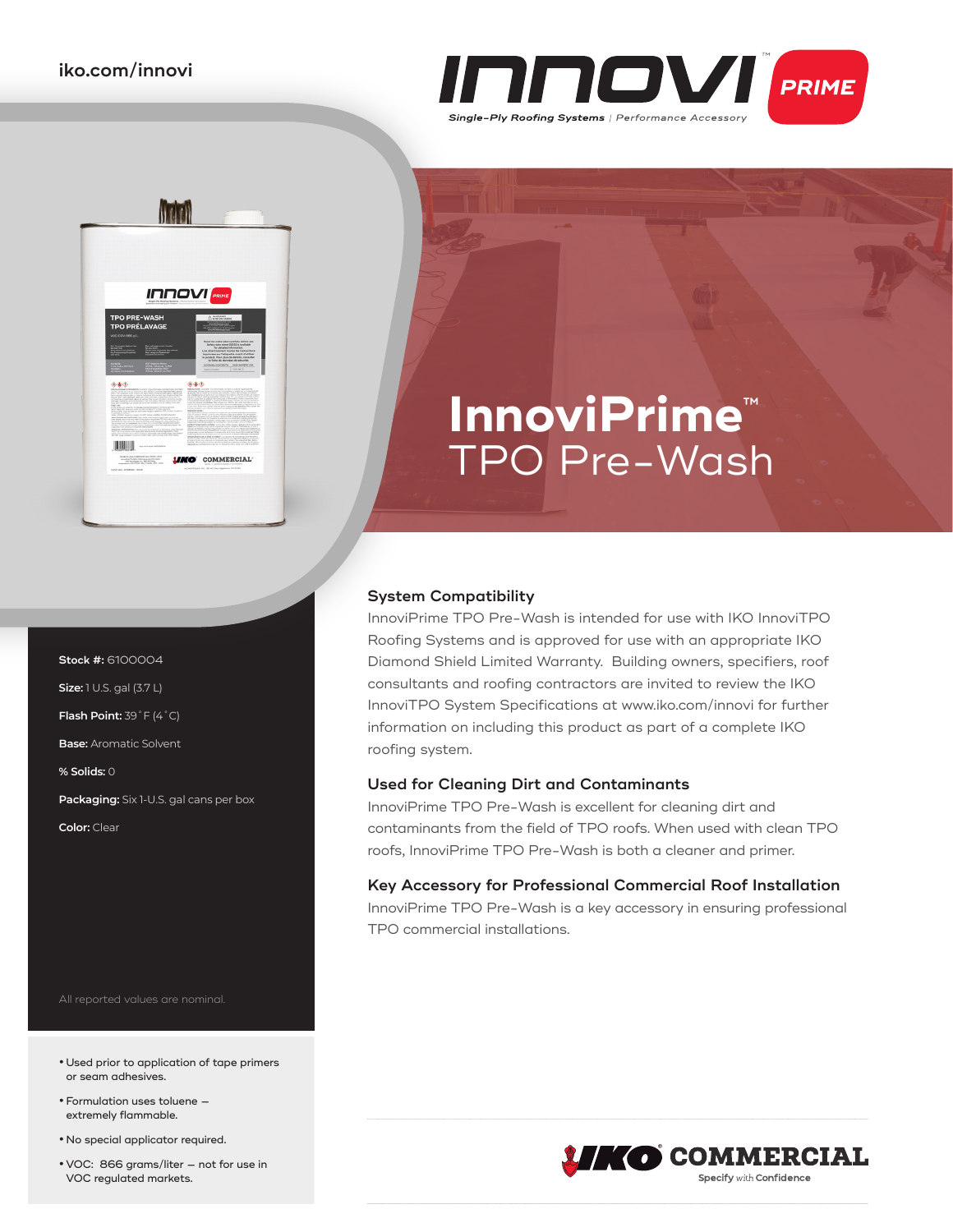iko.com/innovi

INNOVI™ PRIME

Single-Ply Roofing Systems | Performance Accessory

# InnoviPrime™ TPO Pre-Wash

**Stock #:** 6100004

**Size:** 1 U.S. gal (3.7 L)

**Flash Point:** 39˚F (4˚C)

**Base:** Aromatic Solvent

**% Solids:** 0

**Packaging:** Six 1-U.S. gal cans per box

**Color:** Clear

All reported values are nominal.

- Used prior to application of tape primers or seam adhesives.
- Formulation uses toluene – extremely flammable.
- No special applicator required.
- VOC: 866 grams/liter – not for use in VOC regulated markets.

## System Compatibility

InnoviPrime TPO Pre-Wash is intended for use with IKO InnoviTPO Roofing Systems and is approved for use with an appropriate IKO Diamond Shield Limited Warranty. Building owners, specifiers, roof consultants and roofing contractors are invited to review the IKO InnoviTPO System Specifications at www.iko.com/innovi for further information on including this product as part of a complete IKO roofing system.

## Used for Cleaning Dirt and Contaminants

InnoviPrime TPO Pre-Wash is excellent for cleaning dirt and contaminants from the field of TPO roofs. When used with clean TPO roofs, InnoviPrime TPO Pre-Wash is both a cleaner and primer.

## Key Accessory for Professional Commercial Roof Installation

InnoviPrime TPO Pre-Wash is a key accessory in ensuring professional TPO commercial installations.

IKO® COMMERCIAL

Specify with Confidence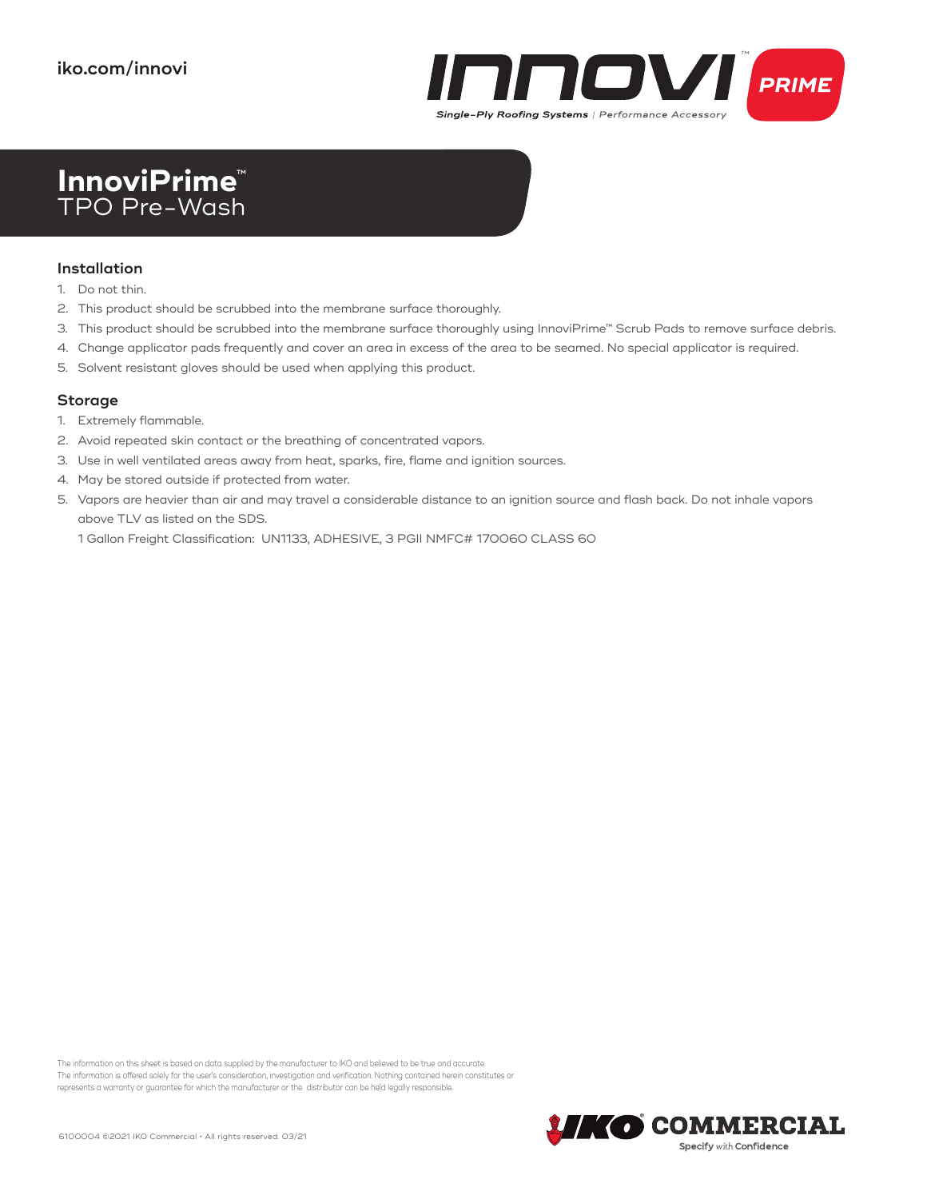iko.com/innovi

INNOVI™ PRIME

Single-Ply Roofing Systems | Performance Accessory

# InnoviPrime™
## TPO Pre-Wash

### Installation

1. Do not thin.
2. This product should be scrubbed into the membrane surface thoroughly.
3. This product should be scrubbed into the membrane surface thoroughly using InnoviPrime™ Scrub Pads to remove surface debris.
4. Change applicator pads frequently and cover an area in excess of the area to be seamed. No special applicator is required.
5. Solvent resistant gloves should be used when applying this product.

### Storage

1. Extremely flammable.
2. Avoid repeated skin contact or the breathing of concentrated vapors.
3. Use in well ventilated areas away from heat, sparks, fire, flame and ignition sources.
4. May be stored outside if protected from water.
5. Vapors are heavier than air and may travel a considerable distance to an ignition source and flash back. Do not inhale vapors above TLV as listed on the SDS.

   1 Gallon Freight Classification: UN1133, ADHESIVE, 3 PGII NMFC# 170060 CLASS 60

The information on this sheet is based on data supplied by the manufacturer to IKO and believed to be true and accurate. The information is offered solely for the user's consideration, investigation and verification. Nothing contained herein constitutes or represents a warranty or guarantee for which the manufacturer or the distributor can be held legally responsible.

6100004 ©2021 IKO Commercial • All rights reserved. 03/21

IKO® COMMERCIAL
Specify with Confidence